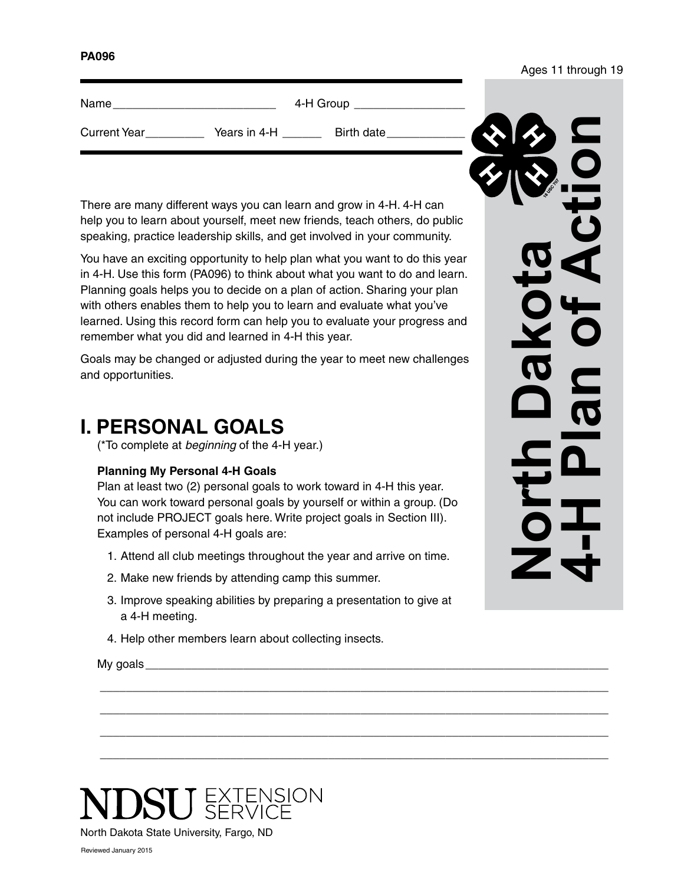PA096

Ages 11 through 19

# North Dakota 4-H Plan of Action

Name________________________ 4-H Group ________________

Current Year_________ Years in 4-H ______ Birth date____________

There are many different ways you can learn and grow in 4-H. 4-H can help you to learn about yourself, meet new friends, teach others, do public speaking, practice leadership skills, and get involved in your community.

You have an exciting opportunity to help plan what you want to do this year in 4-H. Use this form (PA096) to think about what you want to do and learn. Planning goals helps you to decide on a plan of action. Sharing your plan with others enables them to help you to learn and evaluate what you've learned. Using this record form can help you to evaluate your progress and remember what you did and learned in 4-H this year.

Goals may be changed or adjusted during the year to meet new challenges and opportunities.

## I. PERSONAL GOALS

(*To complete at *beginning* of the 4-H year.)

**Planning My Personal 4-H Goals**

Plan at least two (2) personal goals to work toward in 4-H this year. You can work toward personal goals by yourself or within a group. (Do not include PROJECT goals here. Write project goals in Section III). Examples of personal 4-H goals are:

1. Attend all club meetings throughout the year and arrive on time.
2. Make new friends by attending camp this summer.
3. Improve speaking abilities by preparing a presentation to give at a 4-H meeting.
4. Help other members learn about collecting insects.

My goals____________________________________________________________________

____________________________________________________________________________

____________________________________________________________________________

____________________________________________________________________________

____________________________________________________________________________

NDSU EXTENSION SERVICE

North Dakota State University, Fargo, ND

Reviewed January 2015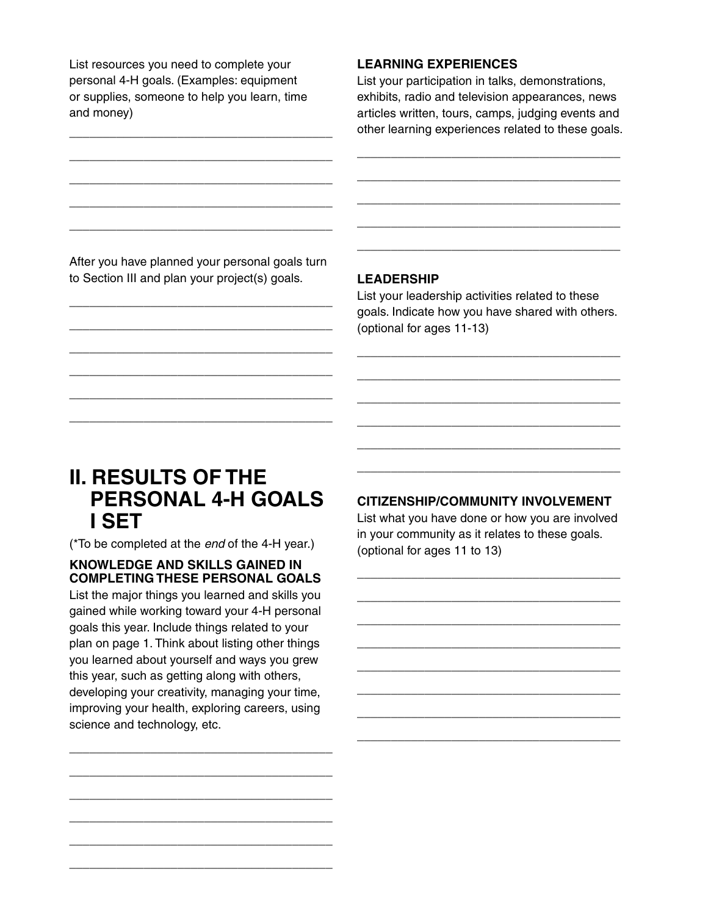List resources you need to complete your personal 4-H goals. (Examples: equipment or supplies, someone to help you learn, time and money)

______________________________________

______________________________________

______________________________________

______________________________________

______________________________________

After you have planned your personal goals turn to Section III and plan your project(s) goals.

______________________________________

______________________________________

______________________________________

______________________________________

______________________________________

______________________________________

# II. RESULTS OF THE PERSONAL 4-H GOALS I SET

(*To be completed at the *end* of the 4-H year.)

### KNOWLEDGE AND SKILLS GAINED IN COMPLETING THESE PERSONAL GOALS

List the major things you learned and skills you gained while working toward your 4-H personal goals this year. Include things related to your plan on page 1. Think about listing other things you learned about yourself and ways you grew this year, such as getting along with others, developing your creativity, managing your time, improving your health, exploring careers, using science and technology, etc.

______________________________________

______________________________________

______________________________________

______________________________________

______________________________________

______________________________________

### LEARNING EXPERIENCES

List your participation in talks, demonstrations, exhibits, radio and television appearances, news articles written, tours, camps, judging events and other learning experiences related to these goals.

______________________________________

______________________________________

______________________________________

______________________________________

______________________________________

### LEADERSHIP

List your leadership activities related to these goals. Indicate how you have shared with others. (optional for ages 11-13)

______________________________________

______________________________________

______________________________________

______________________________________

______________________________________

______________________________________

### CITIZENSHIP/COMMUNITY INVOLVEMENT

List what you have done or how you are involved in your community as it relates to these goals. (optional for ages 11 to 13)

______________________________________

______________________________________

______________________________________

______________________________________

______________________________________

______________________________________

______________________________________

______________________________________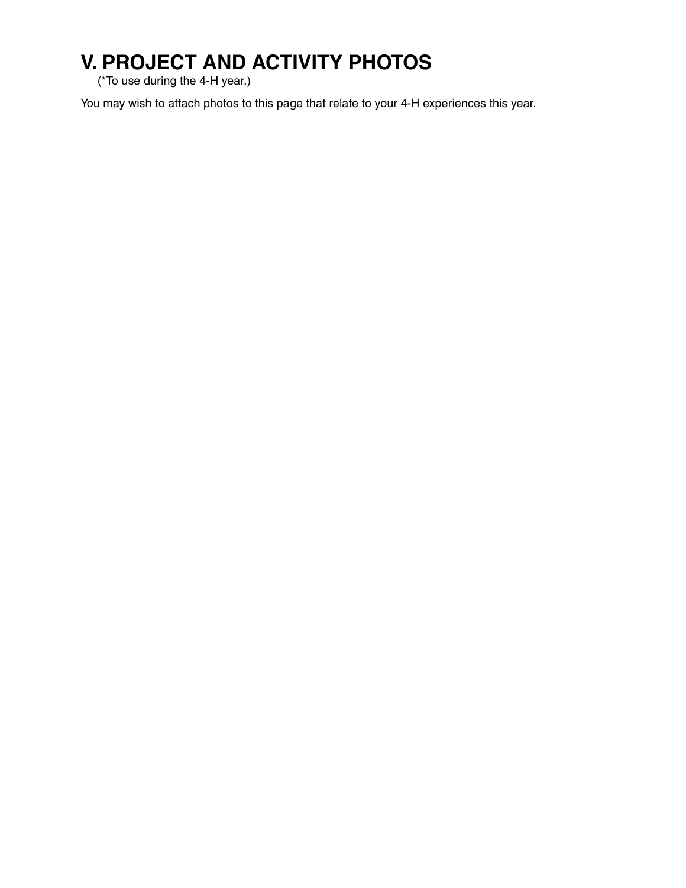# V. PROJECT AND ACTIVITY PHOTOS

(*To use during the 4-H year.)

You may wish to attach photos to this page that relate to your 4-H experiences this year.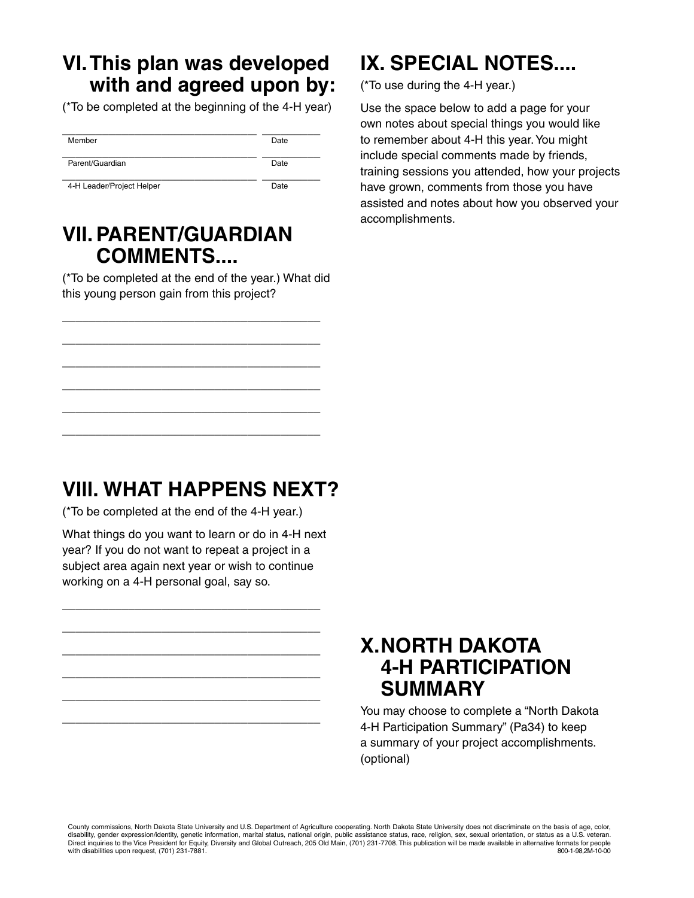## VI. This plan was developed with and agreed upon by:

(*To be completed at the beginning of the 4-H year)

| | |
|---|---|
| Member | Date |
| Parent/Guardian | Date |
| 4-H Leader/Project Helper | Date |

## VII. PARENT/GUARDIAN COMMENTS....

(*To be completed at the end of the year.) What did this young person gain from this project?

______________________________________

______________________________________

______________________________________

______________________________________

______________________________________

______________________________________

## VIII. WHAT HAPPENS NEXT?

(*To be completed at the end of the 4-H year.)

What things do you want to learn or do in 4-H next year? If you do not want to repeat a project in a subject area again next year or wish to continue working on a 4-H personal goal, say so.

______________________________________

______________________________________

______________________________________

______________________________________

______________________________________

______________________________________

## IX. SPECIAL NOTES....

(*To use during the 4-H year.)

Use the space below to add a page for your own notes about special things you would like to remember about 4-H this year. You might include special comments made by friends, training sessions you attended, how your projects have grown, comments from those you have assisted and notes about how you observed your accomplishments.

## X. NORTH DAKOTA 4-H PARTICIPATION SUMMARY

You may choose to complete a "North Dakota 4-H Participation Summary" (Pa34) to keep a summary of your project accomplishments. (optional)

County commissions, North Dakota State University and U.S. Department of Agriculture cooperating. North Dakota State University does not discriminate on the basis of age, color, disability, gender expression/identity, genetic information, marital status, national origin, public assistance status, race, religion, sex, sexual orientation, or status as a U.S. veteran. Direct inquiries to the Vice President for Equity, Diversity and Global Outreach, 205 Old Main, (701) 231-7708. This publication will be made available in alternative formats for people with disabilities upon request, (701) 231-7881.

800-1-98,2M-10-00